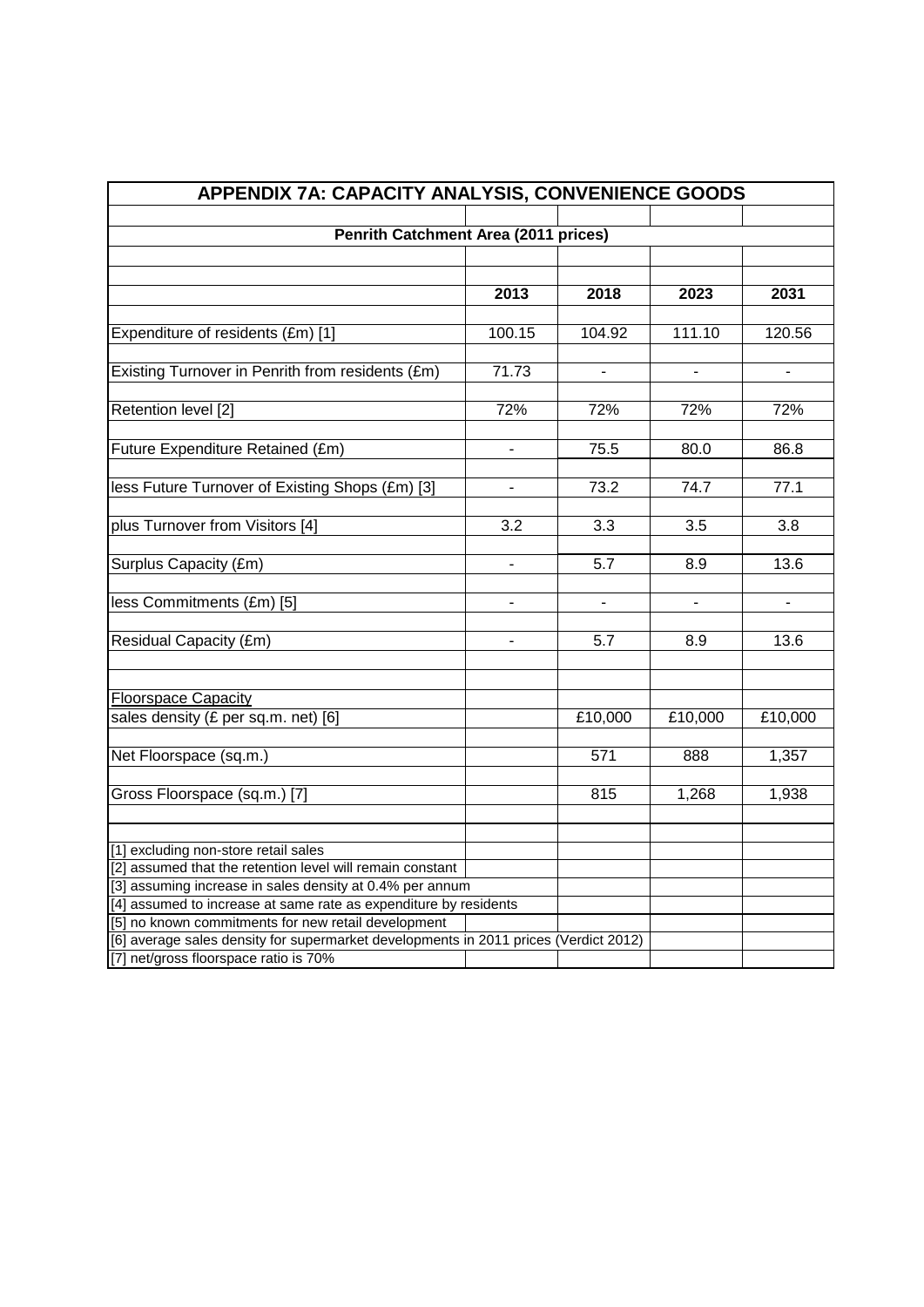## APPENDIX 7A: CAPACITY ANALYSIS, CONVENIENCE GOODS

### Penrith Catchment Area (2011 prices)

| | 2013 | 2018 | 2023 | 2031 |
|---|---|---|---|---|
| Expenditure of residents (£m) [1] | 100.15 | 104.92 | 111.10 | 120.56 |
| Existing Turnover in Penrith from residents (£m) | 71.73 | - | - | - |
| Retention level [2] | 72% | 72% | 72% | 72% |
| Future Expenditure Retained (£m) | - | 75.5 | 80.0 | 86.8 |
| less Future Turnover of Existing Shops (£m) [3] | - | 73.2 | 74.7 | 77.1 |
| plus Turnover from Visitors [4] | 3.2 | 3.3 | 3.5 | 3.8 |
| Surplus Capacity (£m) | - | 5.7 | 8.9 | 13.6 |
| less Commitments (£m) [5] | - | - | - | - |
| Residual Capacity (£m) | - | 5.7 | 8.9 | 13.6 |
| Floorspace Capacity | | | | |
| sales density (£ per sq.m. net) [6] | | £10,000 | £10,000 | £10,000 |
| Net Floorspace (sq.m.) | | 571 | 888 | 1,357 |
| Gross Floorspace (sq.m.) [7] | | 815 | 1,268 | 1,938 |

[1] excluding non-store retail sales
[2] assumed that the retention level will remain constant
[3] assuming increase in sales density at 0.4% per annum
[4] assumed to increase at same rate as expenditure by residents
[5] no known commitments for new retail development
[6] average sales density for supermarket developments in 2011 prices (Verdict 2012)
[7] net/gross floorspace ratio is 70%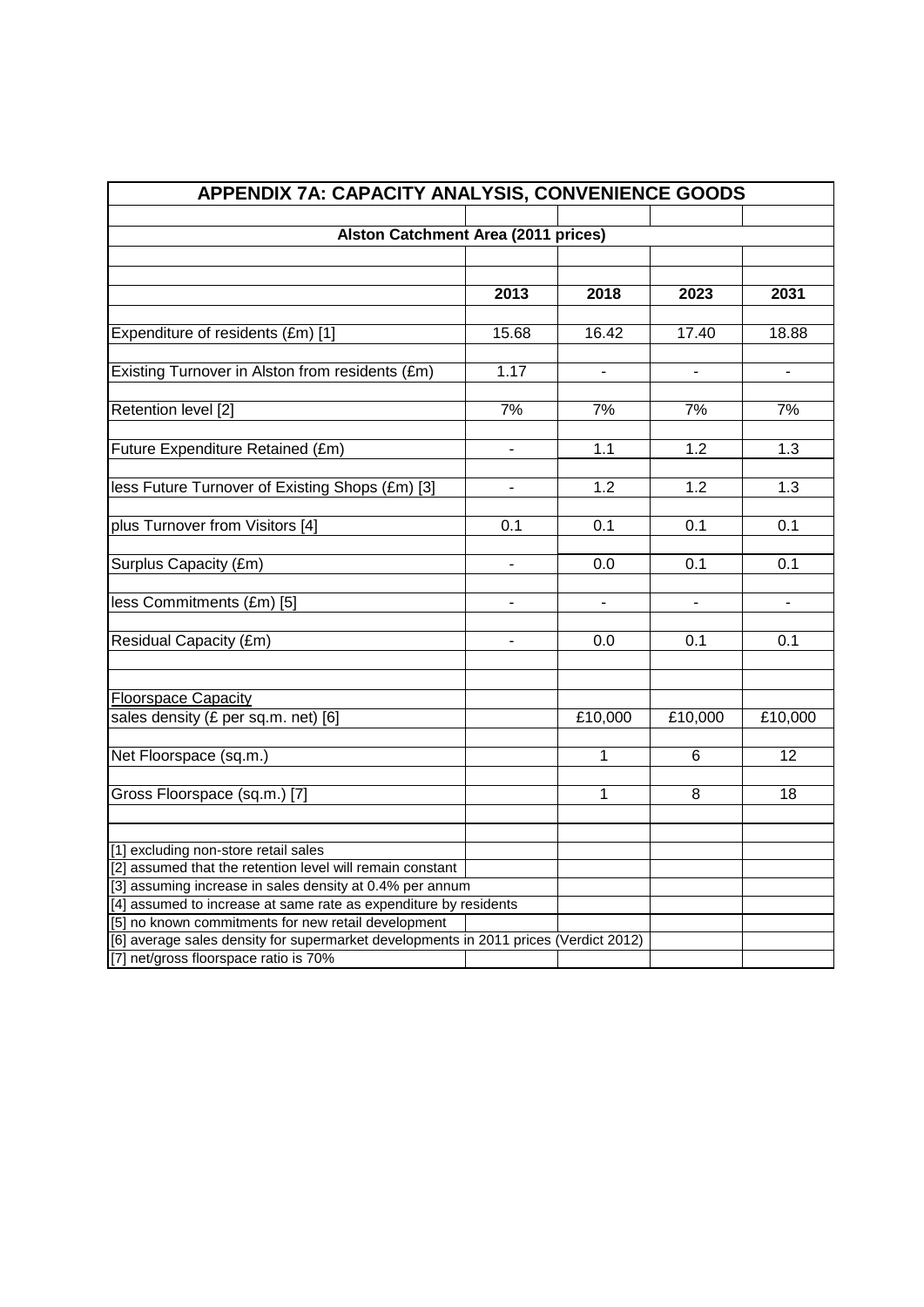# APPENDIX 7A: CAPACITY ANALYSIS, CONVENIENCE GOODS

## Alston Catchment Area (2011 prices)

| | 2013 | 2018 | 2023 | 2031 |
|---|---|---|---|---|
| Expenditure of residents (£m) [1] | 15.68 | 16.42 | 17.40 | 18.88 |
| Existing Turnover in Alston from residents (£m) | 1.17 | - | - | - |
| Retention level [2] | 7% | 7% | 7% | 7% |
| Future Expenditure Retained (£m) | - | 1.1 | 1.2 | 1.3 |
| less Future Turnover of Existing Shops (£m) [3] | - | 1.2 | 1.2 | 1.3 |
| plus Turnover from Visitors [4] | 0.1 | 0.1 | 0.1 | 0.1 |
| Surplus Capacity (£m) | - | 0.0 | 0.1 | 0.1 |
| less Commitments (£m) [5] | - | - | - | - |
| Residual Capacity (£m) | - | 0.0 | 0.1 | 0.1 |
| Floorspace Capacity | | | | |
| sales density (£ per sq.m. net) [6] | | £10,000 | £10,000 | £10,000 |
| Net Floorspace (sq.m.) | | 1 | 6 | 12 |
| Gross Floorspace (sq.m.) [7] | | 1 | 8 | 18 |

[1] excluding non-store retail sales
[2] assumed that the retention level will remain constant
[3] assuming increase in sales density at 0.4% per annum
[4] assumed to increase at same rate as expenditure by residents
[5] no known commitments for new retail development
[6] average sales density for supermarket developments in 2011 prices (Verdict 2012)
[7] net/gross floorspace ratio is 70%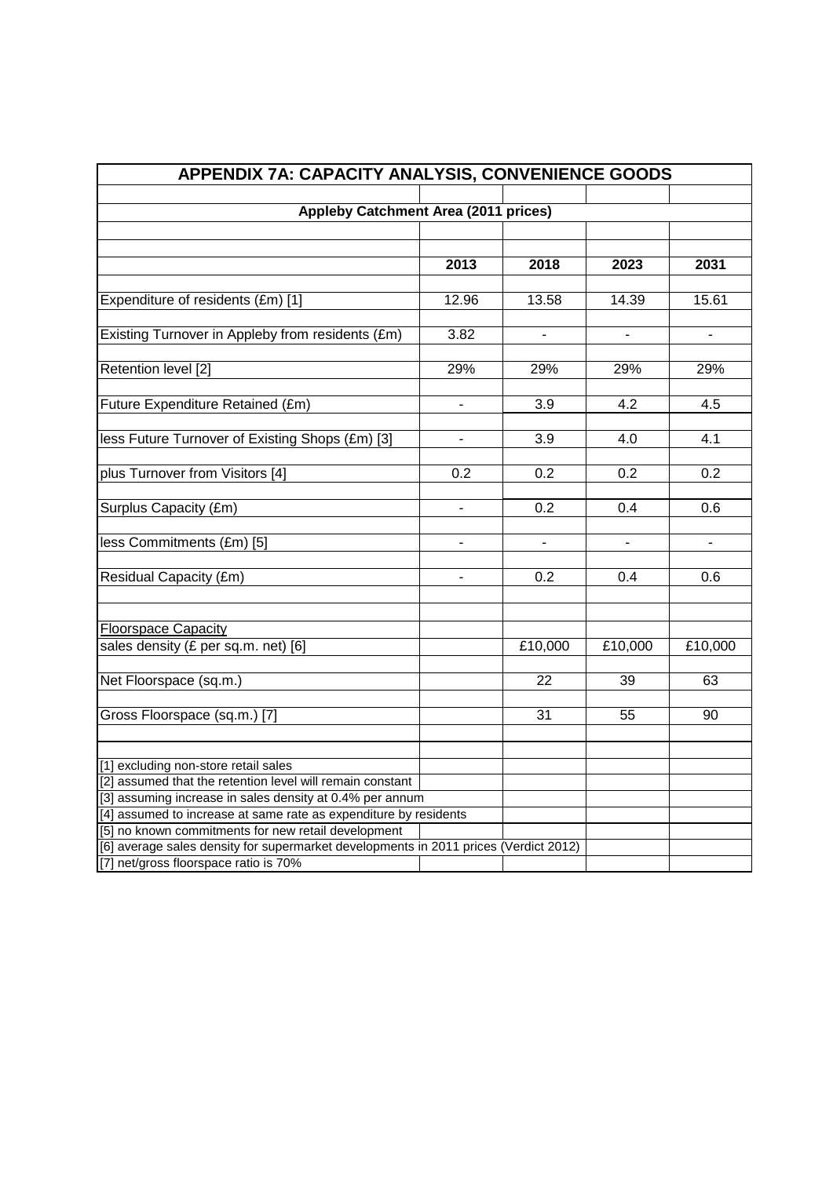## APPENDIX 7A: CAPACITY ANALYSIS, CONVENIENCE GOODS

### Appleby Catchment Area (2011 prices)

| | 2013 | 2018 | 2023 | 2031 |
|---|---|---|---|---|
| Expenditure of residents (£m) [1] | 12.96 | 13.58 | 14.39 | 15.61 |
| Existing Turnover in Appleby from residents (£m) | 3.82 | - | - | - |
| Retention level [2] | 29% | 29% | 29% | 29% |
| Future Expenditure Retained (£m) | - | 3.9 | 4.2 | 4.5 |
| less Future Turnover of Existing Shops (£m) [3] | - | 3.9 | 4.0 | 4.1 |
| plus Turnover from Visitors [4] | 0.2 | 0.2 | 0.2 | 0.2 |
| Surplus Capacity (£m) | - | 0.2 | 0.4 | 0.6 |
| less Commitments (£m) [5] | - | - | - | - |
| Residual Capacity (£m) | - | 0.2 | 0.4 | 0.6 |
| Floorspace Capacity | | | | |
| sales density (£ per sq.m. net) [6] | | £10,000 | £10,000 | £10,000 |
| Net Floorspace (sq.m.) | | 22 | 39 | 63 |
| Gross Floorspace (sq.m.) [7] | | 31 | 55 | 90 |

[1] excluding non-store retail sales
[2] assumed that the retention level will remain constant
[3] assuming increase in sales density at 0.4% per annum
[4] assumed to increase at same rate as expenditure by residents
[5] no known commitments for new retail development
[6] average sales density for supermarket developments in 2011 prices (Verdict 2012)
[7] net/gross floorspace ratio is 70%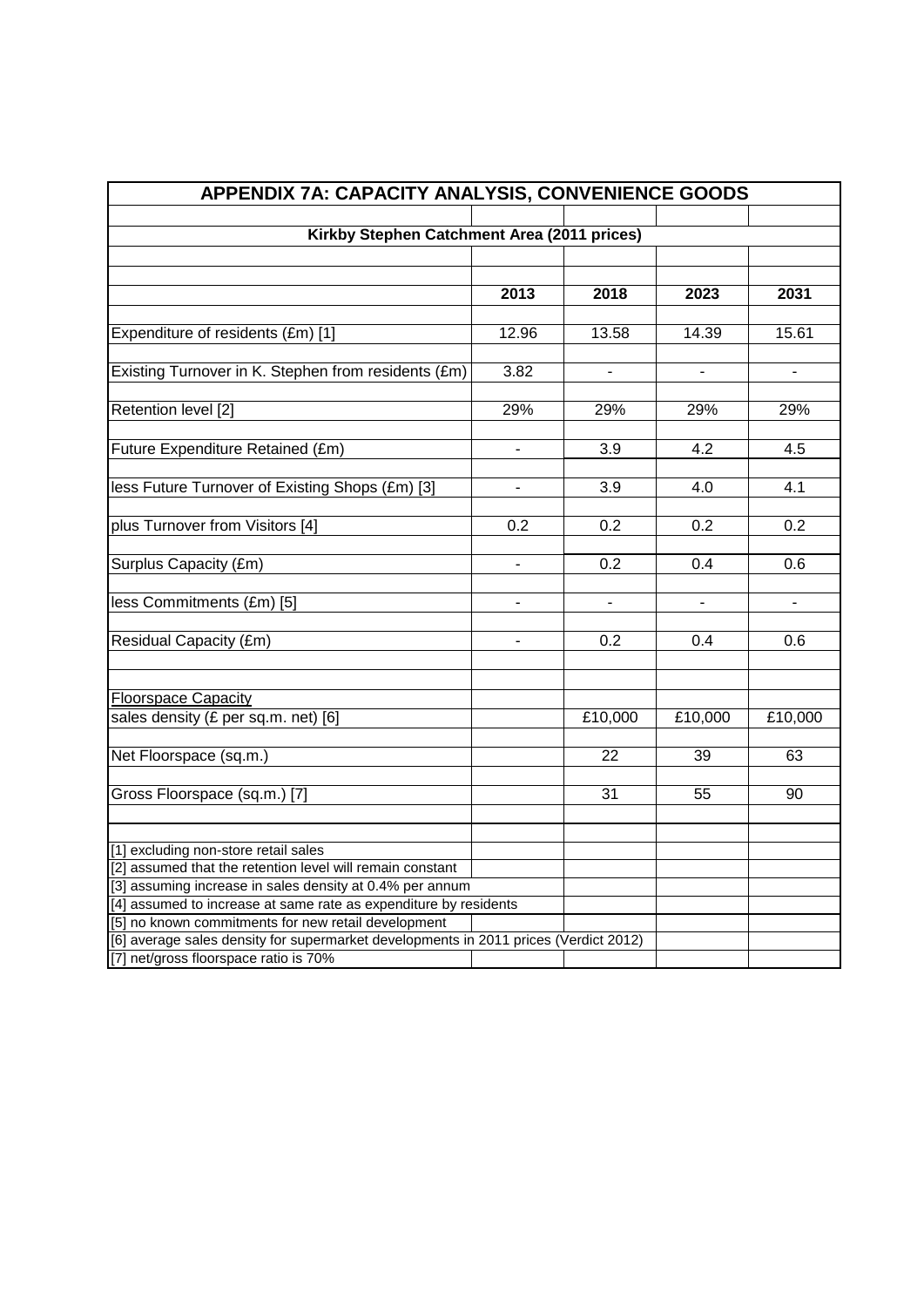## APPENDIX 7A: CAPACITY ANALYSIS, CONVENIENCE GOODS

### Kirkby Stephen Catchment Area (2011 prices)

| | 2013 | 2018 | 2023 | 2031 |
|---|---|---|---|---|
| Expenditure of residents (£m) [1] | 12.96 | 13.58 | 14.39 | 15.61 |
| Existing Turnover in K. Stephen from residents (£m) | 3.82 | - | - | - |
| Retention level [2] | 29% | 29% | 29% | 29% |
| Future Expenditure Retained (£m) | - | 3.9 | 4.2 | 4.5 |
| less Future Turnover of Existing Shops (£m) [3] | - | 3.9 | 4.0 | 4.1 |
| plus Turnover from Visitors [4] | 0.2 | 0.2 | 0.2 | 0.2 |
| Surplus Capacity (£m) | - | 0.2 | 0.4 | 0.6 |
| less Commitments (£m) [5] | - | - | - | - |
| Residual Capacity (£m) | - | 0.2 | 0.4 | 0.6 |
| Floorspace Capacity | | | | |
| sales density (£ per sq.m. net) [6] | | £10,000 | £10,000 | £10,000 |
| Net Floorspace (sq.m.) | | 22 | 39 | 63 |
| Gross Floorspace (sq.m.) [7] | | 31 | 55 | 90 |

[1] excluding non-store retail sales
[2] assumed that the retention level will remain constant
[3] assuming increase in sales density at 0.4% per annum
[4] assumed to increase at same rate as expenditure by residents
[5] no known commitments for new retail development
[6] average sales density for supermarket developments in 2011 prices (Verdict 2012)
[7] net/gross floorspace ratio is 70%